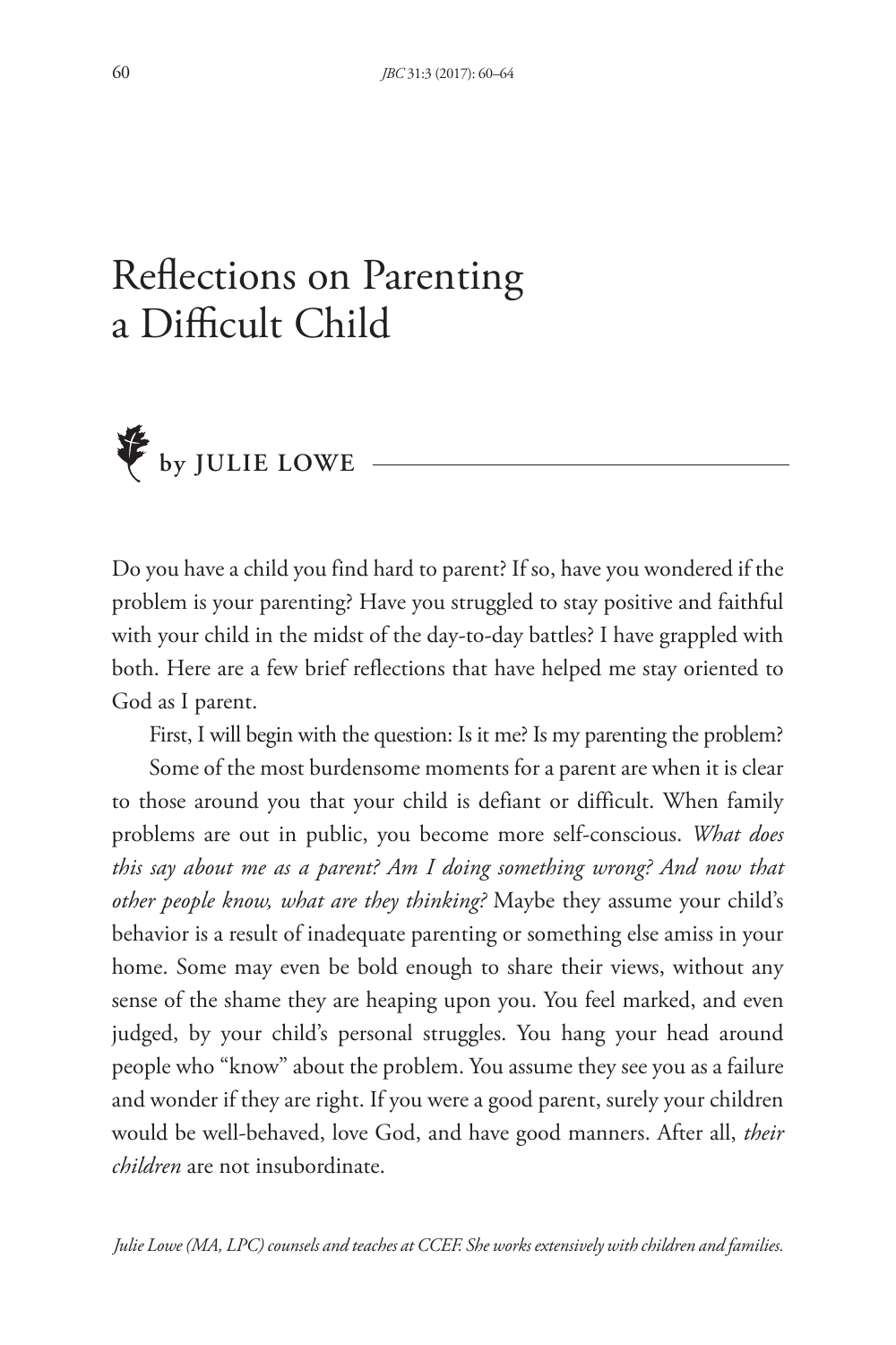# Reflections on Parenting a Difficult Child

**by JULIE LOWE**

Do you have a child you find hard to parent? If so, have you wondered if the problem is your parenting? Have you struggled to stay positive and faithful with your child in the midst of the day-to-day battles? I have grappled with both. Here are a few brief reflections that have helped me stay oriented to God as I parent.

First, I will begin with the question: Is it me? Is my parenting the problem?

Some of the most burdensome moments for a parent are when it is clear to those around you that your child is defiant or difficult. When family problems are out in public, you become more self-conscious. *What does this say about me as a parent? Am I doing something wrong? And now that other people know, what are they thinking?* Maybe they assume your child's behavior is a result of inadequate parenting or something else amiss in your home. Some may even be bold enough to share their views, without any sense of the shame they are heaping upon you. You feel marked, and even judged, by your child's personal struggles. You hang your head around people who "know" about the problem. You assume they see you as a failure and wonder if they are right. If you were a good parent, surely your children would be well-behaved, love God, and have good manners. After all, *their children* are not insubordinate.

*Julie Lowe (MA, LPC) counsels and teaches at CCEF. She works extensively with children and families.*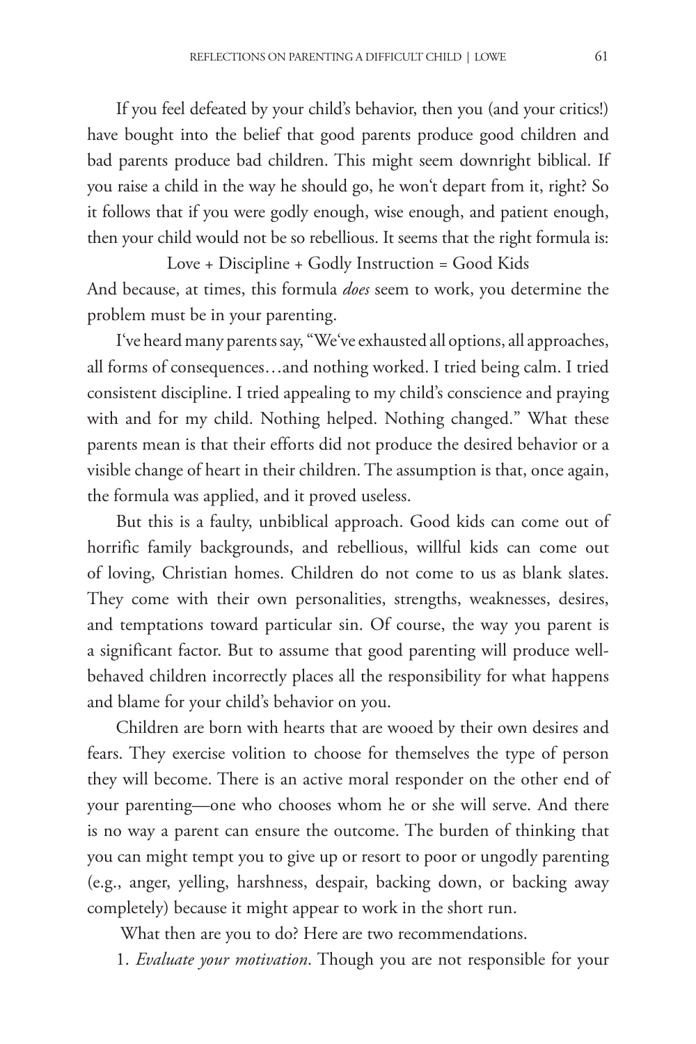If you feel defeated by your child's behavior, then you (and your critics!) have bought into the belief that good parents produce good children and bad parents produce bad children. This might seem downright biblical. If you raise a child in the way he should go, he won't depart from it, right? So it follows that if you were godly enough, wise enough, and patient enough, then your child would not be so rebellious. It seems that the right formula is:

Love + Discipline + Godly Instruction = Good Kids

And because, at times, this formula *does* seem to work, you determine the problem must be in your parenting.

I've heard many parents say, "We've exhausted all options, all approaches, all forms of consequences…and nothing worked. I tried being calm. I tried consistent discipline. I tried appealing to my child's conscience and praying with and for my child. Nothing helped. Nothing changed." What these parents mean is that their efforts did not produce the desired behavior or a visible change of heart in their children. The assumption is that, once again, the formula was applied, and it proved useless.

But this is a faulty, unbiblical approach. Good kids can come out of horrific family backgrounds, and rebellious, willful kids can come out of loving, Christian homes. Children do not come to us as blank slates. They come with their own personalities, strengths, weaknesses, desires, and temptations toward particular sin. Of course, the way you parent is a significant factor. But to assume that good parenting will produce well-behaved children incorrectly places all the responsibility for what happens and blame for your child's behavior on you.

Children are born with hearts that are wooed by their own desires and fears. They exercise volition to choose for themselves the type of person they will become. There is an active moral responder on the other end of your parenting—one who chooses whom he or she will serve. And there is no way a parent can ensure the outcome. The burden of thinking that you can might tempt you to give up or resort to poor or ungodly parenting (e.g., anger, yelling, harshness, despair, backing down, or backing away completely) because it might appear to work in the short run.

What then are you to do? Here are two recommendations.

1. *Evaluate your motivation*. Though you are not responsible for your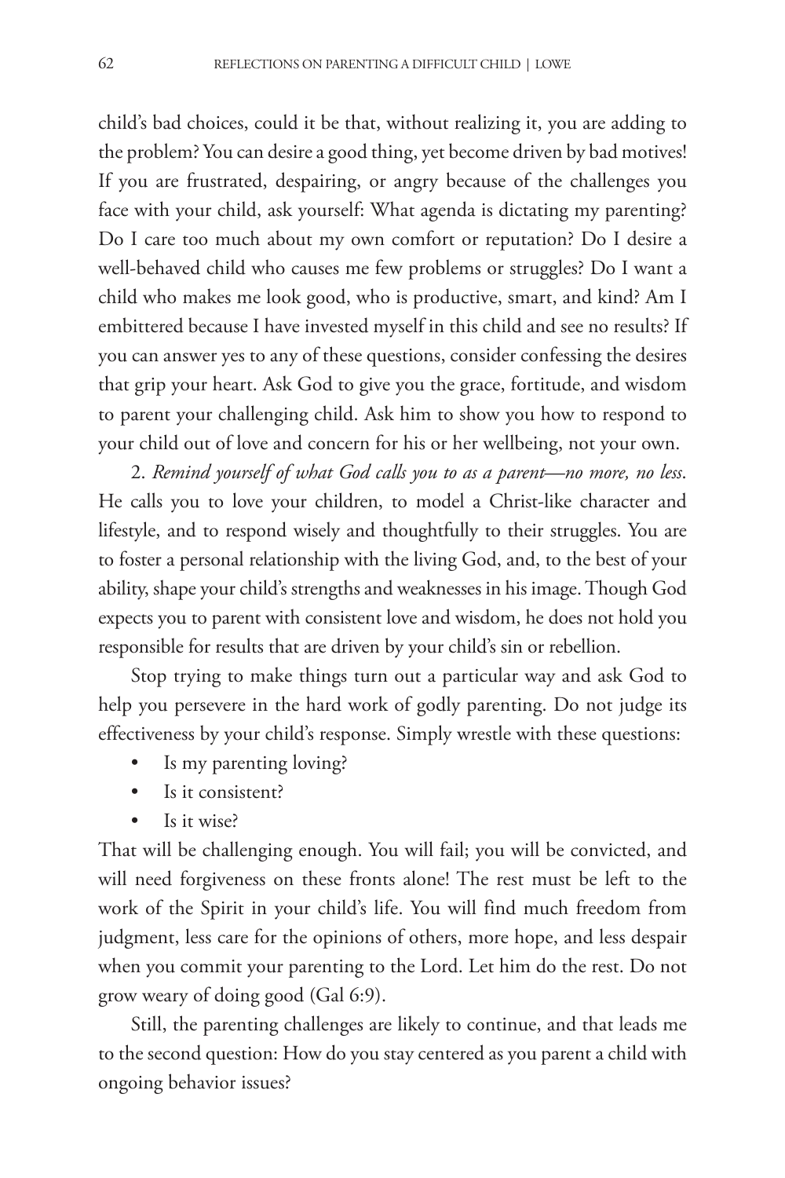child's bad choices, could it be that, without realizing it, you are adding to the problem? You can desire a good thing, yet become driven by bad motives! If you are frustrated, despairing, or angry because of the challenges you face with your child, ask yourself: What agenda is dictating my parenting? Do I care too much about my own comfort or reputation? Do I desire a well-behaved child who causes me few problems or struggles? Do I want a child who makes me look good, who is productive, smart, and kind? Am I embittered because I have invested myself in this child and see no results? If you can answer yes to any of these questions, consider confessing the desires that grip your heart. Ask God to give you the grace, fortitude, and wisdom to parent your challenging child. Ask him to show you how to respond to your child out of love and concern for his or her wellbeing, not your own.

2. *Remind yourself of what God calls you to as a parent—no more, no less.* He calls you to love your children, to model a Christ-like character and lifestyle, and to respond wisely and thoughtfully to their struggles. You are to foster a personal relationship with the living God, and, to the best of your ability, shape your child's strengths and weaknesses in his image. Though God expects you to parent with consistent love and wisdom, he does not hold you responsible for results that are driven by your child's sin or rebellion.

Stop trying to make things turn out a particular way and ask God to help you persevere in the hard work of godly parenting. Do not judge its effectiveness by your child's response. Simply wrestle with these questions:

- Is my parenting loving?
- Is it consistent?
- Is it wise?

That will be challenging enough. You will fail; you will be convicted, and will need forgiveness on these fronts alone! The rest must be left to the work of the Spirit in your child's life. You will find much freedom from judgment, less care for the opinions of others, more hope, and less despair when you commit your parenting to the Lord. Let him do the rest. Do not grow weary of doing good (Gal 6:9).

Still, the parenting challenges are likely to continue, and that leads me to the second question: How do you stay centered as you parent a child with ongoing behavior issues?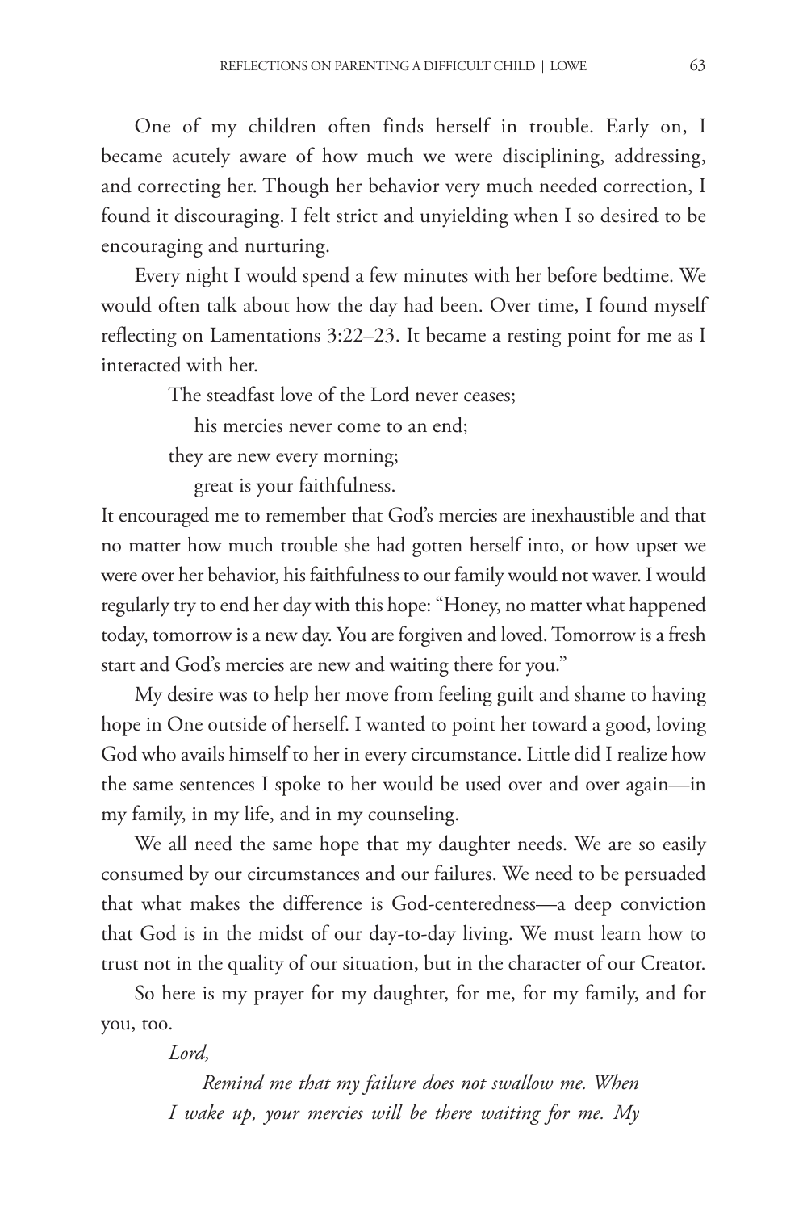One of my children often finds herself in trouble. Early on, I became acutely aware of how much we were disciplining, addressing, and correcting her. Though her behavior very much needed correction, I found it discouraging. I felt strict and unyielding when I so desired to be encouraging and nurturing.

Every night I would spend a few minutes with her before bedtime. We would often talk about how the day had been. Over time, I found myself reflecting on Lamentations 3:22–23. It became a resting point for me as I interacted with her.

> The steadfast love of the Lord never ceases;
> his mercies never come to an end;
> they are new every morning;
> great is your faithfulness.

It encouraged me to remember that God's mercies are inexhaustible and that no matter how much trouble she had gotten herself into, or how upset we were over her behavior, his faithfulness to our family would not waver. I would regularly try to end her day with this hope: "Honey, no matter what happened today, tomorrow is a new day. You are forgiven and loved. Tomorrow is a fresh start and God's mercies are new and waiting there for you."

My desire was to help her move from feeling guilt and shame to having hope in One outside of herself. I wanted to point her toward a good, loving God who avails himself to her in every circumstance. Little did I realize how the same sentences I spoke to her would be used over and over again—in my family, in my life, and in my counseling.

We all need the same hope that my daughter needs. We are so easily consumed by our circumstances and our failures. We need to be persuaded that what makes the difference is God-centeredness—a deep conviction that God is in the midst of our day-to-day living. We must learn how to trust not in the quality of our situation, but in the character of our Creator.

So here is my prayer for my daughter, for me, for my family, and for you, too.

> *Lord,*
>
> *Remind me that my failure does not swallow me. When I wake up, your mercies will be there waiting for me. My*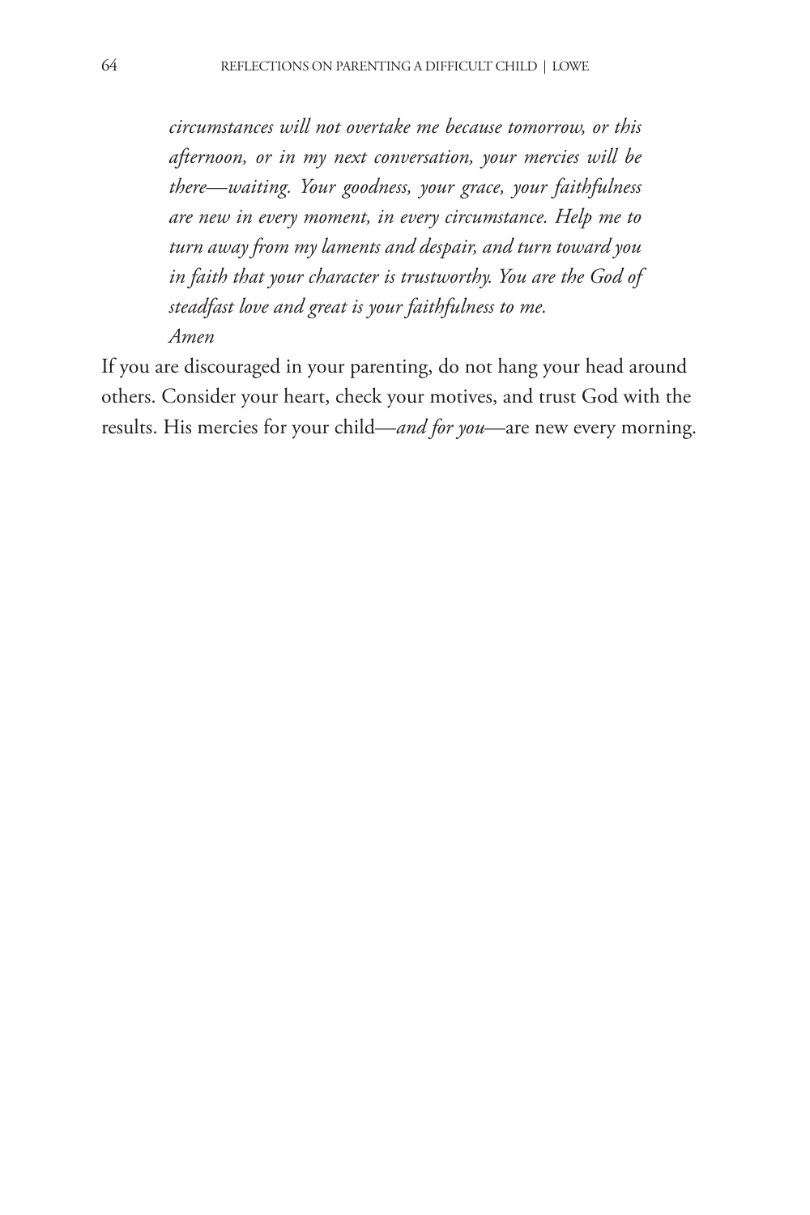*circumstances will not overtake me because tomorrow, or this afternoon, or in my next conversation, your mercies will be there—waiting. Your goodness, your grace, your faithfulness are new in every moment, in every circumstance. Help me to turn away from my laments and despair, and turn toward you in faith that your character is trustworthy. You are the God of steadfast love and great is your faithfulness to me.*
*Amen*

If you are discouraged in your parenting, do not hang your head around others. Consider your heart, check your motives, and trust God with the results. His mercies for your child—*and for you*—are new every morning.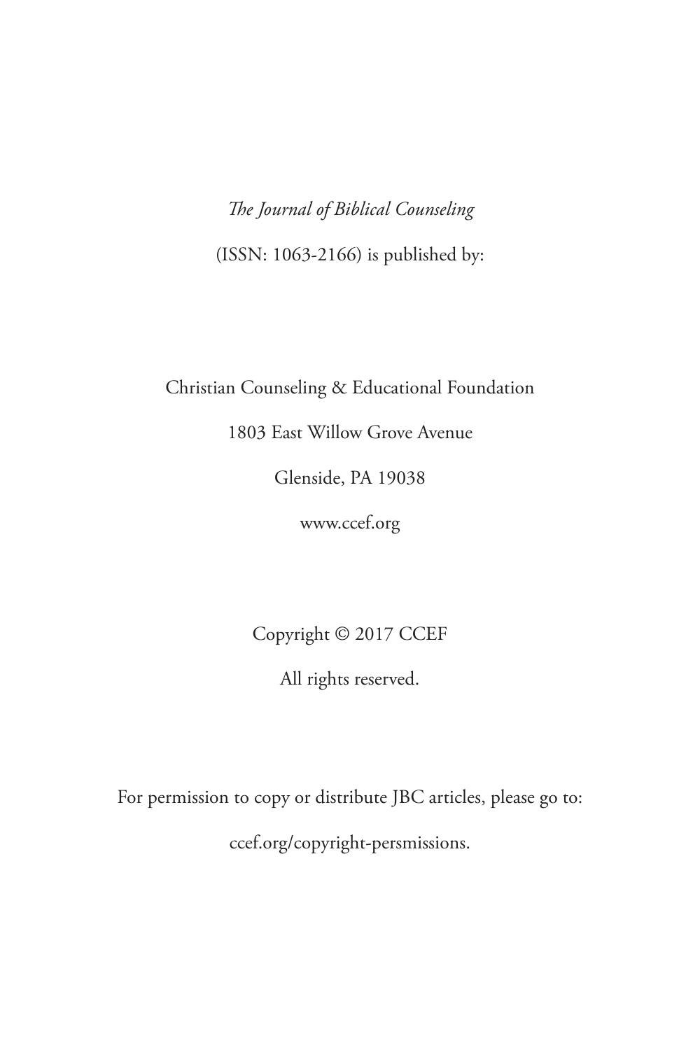*The Journal of Biblical Counseling*

(ISSN: 1063-2166) is published by:

Christian Counseling & Educational Foundation

1803 East Willow Grove Avenue

Glenside, PA 19038

www.ccef.org

Copyright © 2017 CCEF

All rights reserved.

For permission to copy or distribute JBC articles, please go to:

ccef.org/copyright-persmissions.